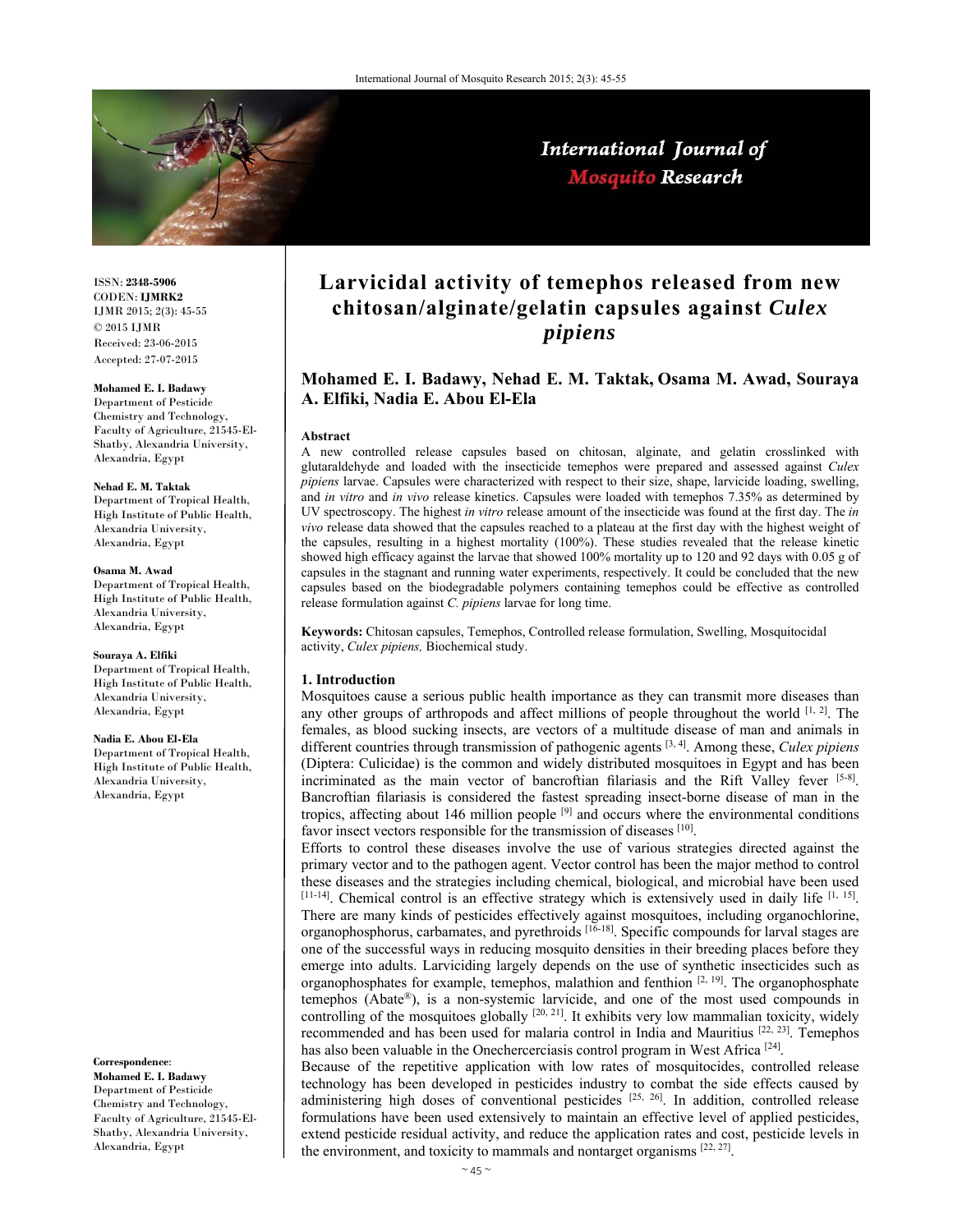# Larvicidal activity of temephos released from new chitosan/alginate/gelatin capsules against *Culex pipiens*

**Mohamed E. I. Badawy, Nehad E. M. Taktak, Osama M. Awad, Souraya A. Elfiki, Nadia E. Abou El-Ela**

ISSN: **2348-5906**
CODEN: **IJMRK2**
IJMR 2015; 2(3): 45-55
© 2015 IJMR
Received: 23-06-2015
Accepted: 27-07-2015

**Mohamed E. I. Badawy**
Department of Pesticide Chemistry and Technology, Faculty of Agriculture, 21545-El-Shatby, Alexandria University, Alexandria, Egypt

**Nehad E. M. Taktak**
Department of Tropical Health, High Institute of Public Health, Alexandria University, Alexandria, Egypt

**Osama M. Awad**
Department of Tropical Health, High Institute of Public Health, Alexandria University, Alexandria, Egypt

**Souraya A. Elfiki**
Department of Tropical Health, High Institute of Public Health, Alexandria University, Alexandria, Egypt

**Nadia E. Abou El-Ela**
Department of Tropical Health, High Institute of Public Health, Alexandria University, Alexandria, Egypt

**Correspondence**:
**Mohamed E. I. Badawy**
Department of Pesticide Chemistry and Technology, Faculty of Agriculture, 21545-El-Shatby, Alexandria University, Alexandria, Egypt

### Abstract

A new controlled release capsules based on chitosan, alginate, and gelatin crosslinked with glutaraldehyde and loaded with the insecticide temephos were prepared and assessed against *Culex pipiens* larvae. Capsules were characterized with respect to their size, shape, larvicide loading, swelling, and *in vitro* and *in vivo* release kinetics. Capsules were loaded with temephos 7.35% as determined by UV spectroscopy. The highest *in vitro* release amount of the insecticide was found at the first day. The *in vivo* release data showed that the capsules reached to a plateau at the first day with the highest weight of the capsules, resulting in a highest mortality (100%). These studies revealed that the release kinetic showed high efficacy against the larvae that showed 100% mortality up to 120 and 92 days with 0.05 g of capsules in the stagnant and running water experiments, respectively. It could be concluded that the new capsules based on the biodegradable polymers containing temephos could be effective as controlled release formulation against *C. pipiens* larvae for long time.

**Keywords:** Chitosan capsules, Temephos, Controlled release formulation, Swelling, Mosquitocidal activity, *Culex pipiens,* Biochemical study.

## 1. Introduction

Mosquitoes cause a serious public health importance as they can transmit more diseases than any other groups of arthropods and affect millions of people throughout the world [1, 2]. The females, as blood sucking insects, are vectors of a multitude disease of man and animals in different countries through transmission of pathogenic agents [3, 4]. Among these, *Culex pipiens* (Diptera: Culicidae) is the common and widely distributed mosquitoes in Egypt and has been incriminated as the main vector of bancroftian filariasis and the Rift Valley fever [5-8]. Bancroftian filariasis is considered the fastest spreading insect-borne disease of man in the tropics, affecting about 146 million people [9] and occurs where the environmental conditions favor insect vectors responsible for the transmission of diseases [10].

Efforts to control these diseases involve the use of various strategies directed against the primary vector and to the pathogen agent. Vector control has been the major method to control these diseases and the strategies including chemical, biological, and microbial have been used [11-14]. Chemical control is an effective strategy which is extensively used in daily life [1, 15]. There are many kinds of pesticides effectively against mosquitoes, including organochlorine, organophosphorus, carbamates, and pyrethroids [16-18]. Specific compounds for larval stages are one of the successful ways in reducing mosquito densities in their breeding places before they emerge into adults. Larviciding largely depends on the use of synthetic insecticides such as organophosphates for example, temephos, malathion and fenthion [2, 19]. The organophosphate temephos (Abate®), is a non-systemic larvicide, and one of the most used compounds in controlling of the mosquitoes globally [20, 21]. It exhibits very low mammalian toxicity, widely recommended and has been used for malaria control in India and Mauritius [22, 23]. Temephos has also been valuable in the Onechercerciasis control program in West Africa [24].

Because of the repetitive application with low rates of mosquitocides, controlled release technology has been developed in pesticides industry to combat the side effects caused by administering high doses of conventional pesticides [25, 26]. In addition, controlled release formulations have been used extensively to maintain an effective level of applied pesticides, extend pesticide residual activity, and reduce the application rates and cost, pesticide levels in the environment, and toxicity to mammals and nontarget organisms [22, 27].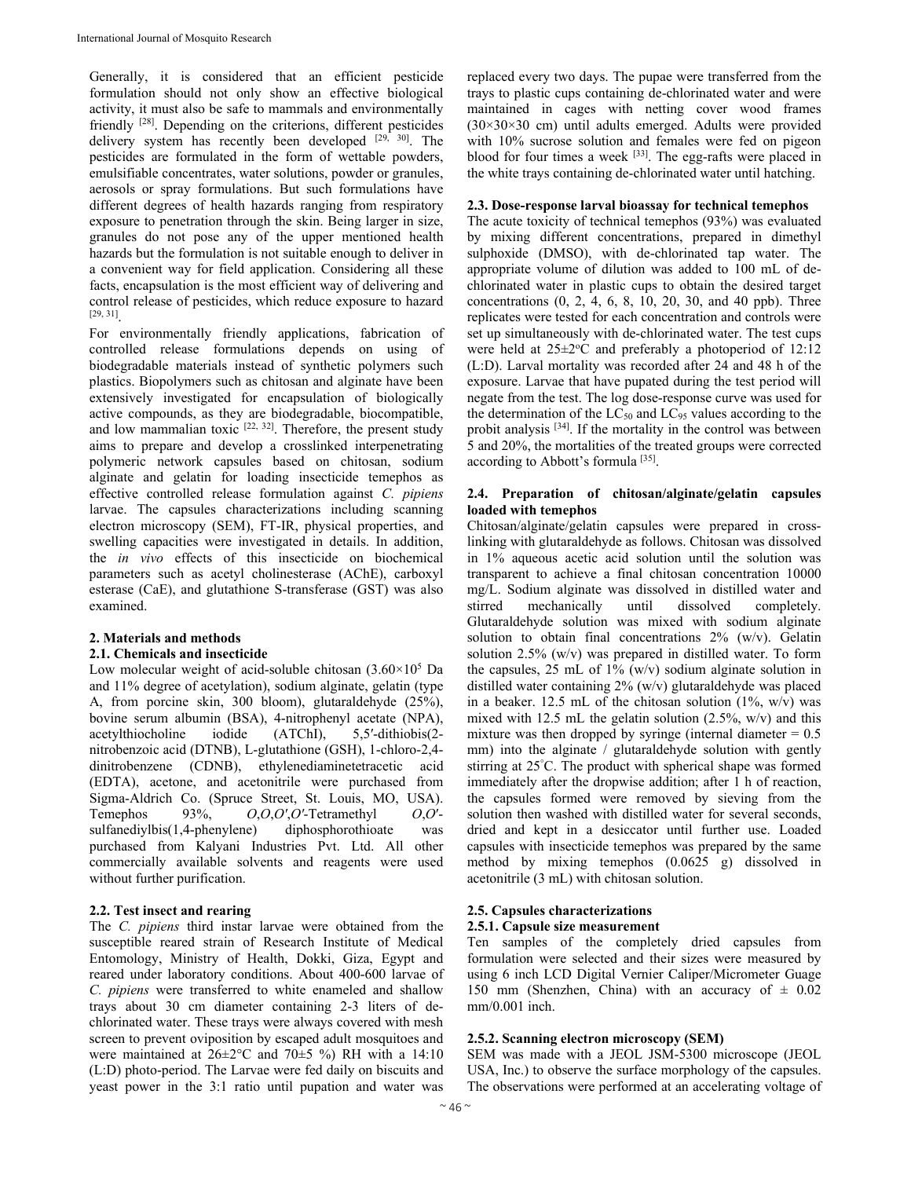Generally, it is considered that an efficient pesticide formulation should not only show an effective biological activity, it must also be safe to mammals and environmentally friendly [28]. Depending on the criterions, different pesticides delivery system has recently been developed [29, 30]. The pesticides are formulated in the form of wettable powders, emulsifiable concentrates, water solutions, powder or granules, aerosols or spray formulations. But such formulations have different degrees of health hazards ranging from respiratory exposure to penetration through the skin. Being larger in size, granules do not pose any of the upper mentioned health hazards but the formulation is not suitable enough to deliver in a convenient way for field application. Considering all these facts, encapsulation is the most efficient way of delivering and control release of pesticides, which reduce exposure to hazard [29, 31].

For environmentally friendly applications, fabrication of controlled release formulations depends on using of biodegradable materials instead of synthetic polymers such plastics. Biopolymers such as chitosan and alginate have been extensively investigated for encapsulation of biologically active compounds, as they are biodegradable, biocompatible, and low mammalian toxic [22, 32]. Therefore, the present study aims to prepare and develop a crosslinked interpenetrating polymeric network capsules based on chitosan, sodium alginate and gelatin for loading insecticide temephos as effective controlled release formulation against *C. pipiens* larvae. The capsules characterizations including scanning electron microscopy (SEM), FT-IR, physical properties, and swelling capacities were investigated in details. In addition, the *in vivo* effects of this insecticide on biochemical parameters such as acetyl cholinesterase (AChE), carboxyl esterase (CaE), and glutathione S-transferase (GST) was also examined.

## 2. Materials and methods

### 2.1. Chemicals and insecticide

Low molecular weight of acid-soluble chitosan ($3.60\times10^5$ Da and 11% degree of acetylation), sodium alginate, gelatin (type A, from porcine skin, 300 bloom), glutaraldehyde (25%), bovine serum albumin (BSA), 4-nitrophenyl acetate (NPA), acetylthiocholine iodide (ATChI), 5,5′-dithiobis(2-nitrobenzoic acid (DTNB), L-glutathione (GSH), 1-chloro-2,4-dinitrobenzene (CDNB), ethylenediaminetetracetic acid (EDTA), acetone, and acetonitrile were purchased from Sigma-Aldrich Co. (Spruce Street, St. Louis, MO, USA). Temephos 93%, *O*,*O*,*O′*,*O′*-Tetramethyl *O*,*O′*-sulfanediylbis(1,4-phenylene) diphosphorothioate was purchased from Kalyani Industries Pvt. Ltd. All other commercially available solvents and reagents were used without further purification.

### 2.2. Test insect and rearing

The *C. pipiens* third instar larvae were obtained from the susceptible reared strain of Research Institute of Medical Entomology, Ministry of Health, Dokki, Giza, Egypt and reared under laboratory conditions. About 400-600 larvae of *C. pipiens* were transferred to white enameled and shallow trays about 30 cm diameter containing 2-3 liters of de-chlorinated water. These trays were always covered with mesh screen to prevent oviposition by escaped adult mosquitoes and were maintained at 26±2°C and 70±5 %) RH with a 14:10 (L:D) photo-period. The Larvae were fed daily on biscuits and yeast power in the 3:1 ratio until pupation and water was replaced every two days. The pupae were transferred from the trays to plastic cups containing de-chlorinated water and were maintained in cages with netting cover wood frames (30×30×30 cm) until adults emerged. Adults were provided with 10% sucrose solution and females were fed on pigeon blood for four times a week [33]. The egg-rafts were placed in the white trays containing de-chlorinated water until hatching.

### 2.3. Dose-response larval bioassay for technical temephos

The acute toxicity of technical temephos (93%) was evaluated by mixing different concentrations, prepared in dimethyl sulphoxide (DMSO), with de-chlorinated tap water. The appropriate volume of dilution was added to 100 mL of de-chlorinated water in plastic cups to obtain the desired target concentrations (0, 2, 4, 6, 8, 10, 20, 30, and 40 ppb). Three replicates were tested for each concentration and controls were set up simultaneously with de-chlorinated water. The test cups were held at 25±2°C and preferably a photoperiod of 12:12 (L:D). Larval mortality was recorded after 24 and 48 h of the exposure. Larvae that have pupated during the test period will negate from the test. The log dose-response curve was used for the determination of the $LC_{50}$ and $LC_{95}$ values according to the probit analysis [34]. If the mortality in the control was between 5 and 20%, the mortalities of the treated groups were corrected according to Abbott's formula [35].

### 2.4. Preparation of chitosan/alginate/gelatin capsules loaded with temephos

Chitosan/alginate/gelatin capsules were prepared in cross-linking with glutaraldehyde as follows. Chitosan was dissolved in 1% aqueous acetic acid solution until the solution was transparent to achieve a final chitosan concentration 10000 mg/L. Sodium alginate was dissolved in distilled water and stirred mechanically until dissolved completely. Glutaraldehyde solution was mixed with sodium alginate solution to obtain final concentrations 2% (w/v). Gelatin solution 2.5% (w/v) was prepared in distilled water. To form the capsules, 25 mL of 1% (w/v) sodium alginate solution in distilled water containing 2% (w/v) glutaraldehyde was placed in a beaker. 12.5 mL of the chitosan solution (1%, w/v) was mixed with 12.5 mL the gelatin solution (2.5%, w/v) and this mixture was then dropped by syringe (internal diameter = 0.5 mm) into the alginate / glutaraldehyde solution with gently stirring at 25°C. The product with spherical shape was formed immediately after the dropwise addition; after 1 h of reaction, the capsules formed were removed by sieving from the solution then washed with distilled water for several seconds, dried and kept in a desiccator until further use. Loaded capsules with insecticide temephos was prepared by the same method by mixing temephos (0.0625 g) dissolved in acetonitrile (3 mL) with chitosan solution.

### 2.5. Capsules characterizations

#### 2.5.1. Capsule size measurement

Ten samples of the completely dried capsules from formulation were selected and their sizes were measured by using 6 inch LCD Digital Vernier Caliper/Micrometer Guage 150 mm (Shenzhen, China) with an accuracy of ± 0.02 mm/0.001 inch.

#### 2.5.2. Scanning electron microscopy (SEM)

SEM was made with a JEOL JSM-5300 microscope (JEOL USA, Inc.) to observe the surface morphology of the capsules. The observations were performed at an accelerating voltage of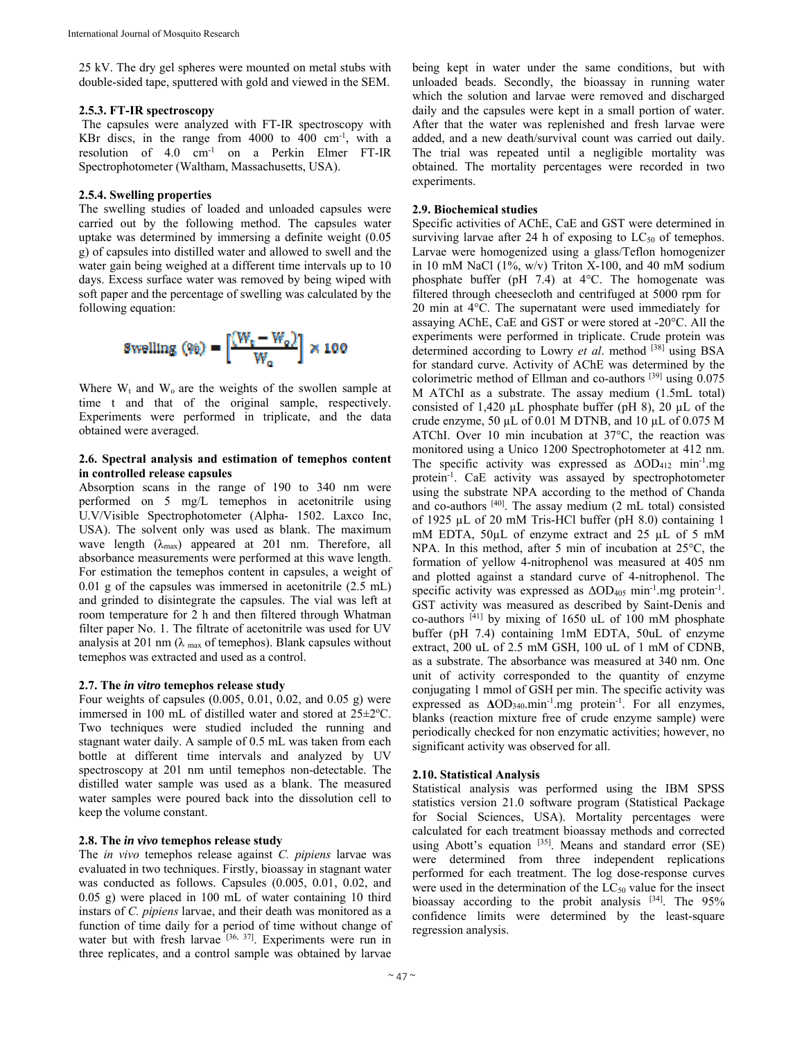25 kV. The dry gel spheres were mounted on metal stubs with double-sided tape, sputtered with gold and viewed in the SEM.

#### 2.5.3. FT-IR spectroscopy

The capsules were analyzed with FT-IR spectroscopy with KBr discs, in the range from 4000 to 400 $cm^{-1}$, with a resolution of 4.0 $cm^{-1}$ on a Perkin Elmer FT-IR Spectrophotometer (Waltham, Massachusetts, USA).

#### 2.5.4. Swelling properties

The swelling studies of loaded and unloaded capsules were carried out by the following method. The capsules water uptake was determined by immersing a definite weight (0.05 g) of capsules into distilled water and allowed to swell and the water gain being weighed at a different time intervals up to 10 days. Excess surface water was removed by being wiped with soft paper and the percentage of swelling was calculated by the following equation:

$$\text{Swelling (\%)} = \left[\frac{(W_t - W_o)}{W_o}\right] \times 100$$

Where $W_t$ and $W_o$ are the weights of the swollen sample at time t and that of the original sample, respectively. Experiments were performed in triplicate, and the data obtained were averaged.

### 2.6. Spectral analysis and estimation of temephos content in controlled release capsules

Absorption scans in the range of 190 to 340 nm were performed on 5 mg/L temephos in acetonitrile using U.V/Visible Spectrophotometer (Alpha- 1502. Laxco Inc, USA). The solvent only was used as blank. The maximum wave length ($\lambda_{max}$) appeared at 201 nm. Therefore, all absorbance measurements were performed at this wave length. For estimation the temephos content in capsules, a weight of 0.01 g of the capsules was immersed in acetonitrile (2.5 mL) and grinded to disintegrate the capsules. The vial was left at room temperature for 2 h and then filtered through Whatman filter paper No. 1. The filtrate of acetonitrile was used for UV analysis at 201 nm ($\lambda_{max}$ of temephos). Blank capsules without temephos was extracted and used as a control.

### 2.7. The *in vitro* temephos release study

Four weights of capsules (0.005, 0.01, 0.02, and 0.05 g) were immersed in 100 mL of distilled water and stored at 25±2ºC. Two techniques were studied included the running and stagnant water daily. A sample of 0.5 mL was taken from each bottle at different time intervals and analyzed by UV spectroscopy at 201 nm until temephos non-detectable. The distilled water sample was used as a blank. The measured water samples were poured back into the dissolution cell to keep the volume constant.

### 2.8. The *in vivo* temephos release study

The *in vivo* temephos release against *C. pipiens* larvae was evaluated in two techniques. Firstly, bioassay in stagnant water was conducted as follows. Capsules (0.005, 0.01, 0.02, and 0.05 g) were placed in 100 mL of water containing 10 third instars of *C. pipiens* larvae, and their death was monitored as a function of time daily for a period of time without change of water but with fresh larvae [36, 37]. Experiments were run in three replicates, and a control sample was obtained by larvae being kept in water under the same conditions, but with unloaded beads. Secondly, the bioassay in running water which the solution and larvae were removed and discharged daily and the capsules were kept in a small portion of water. After that the water was replenished and fresh larvae were added, and a new death/survival count was carried out daily. The trial was repeated until a negligible mortality was obtained. The mortality percentages were recorded in two experiments.

### 2.9. Biochemical studies

Specific activities of AChE, CaE and GST were determined in surviving larvae after 24 h of exposing to $LC_{50}$ of temephos. Larvae were homogenized using a glass/Teflon homogenizer in 10 mM NaCl (1%, w/v) Triton X-100, and 40 mM sodium phosphate buffer (pH 7.4) at 4°C. The homogenate was filtered through cheesecloth and centrifuged at 5000 rpm for 20 min at 4°C. The supernatant were used immediately for assaying AChE, CaE and GST or were stored at -20°C. All the experiments were performed in triplicate. Crude protein was determined according to Lowry *et al*. method [38] using BSA for standard curve. Activity of AChE was determined by the colorimetric method of Ellman and co-authors [39] using 0.075 M ATChI as a substrate. The assay medium (1.5mL total) consisted of 1,420 µL phosphate buffer (pH 8), 20 µL of the crude enzyme, 50 µL of 0.01 M DTNB, and 10 µL of 0.075 M ATChI. Over 10 min incubation at 37°C, the reaction was monitored using a Unico 1200 Spectrophotometer at 412 nm. The specific activity was expressed as $\Delta OD_{412}$ $min^{-1}$.mg $protein^{-1}$. CaE activity was assayed by spectrophotometer using the substrate NPA according to the method of Chanda and co-authors [40]. The assay medium (2 mL total) consisted of 1925 µL of 20 mM Tris-HCl buffer (pH 8.0) containing 1 mM EDTA, 50µL of enzyme extract and 25 µL of 5 mM NPA. In this method, after 5 min of incubation at 25°C, the formation of yellow 4-nitrophenol was measured at 405 nm and plotted against a standard curve of 4-nitrophenol. The specific activity was expressed as $\Delta OD_{405}$ $min^{-1}$.mg $protein^{-1}$. GST activity was measured as described by Saint-Denis and co-authors [41] by mixing of 1650 uL of 100 mM phosphate buffer (pH 7.4) containing 1mM EDTA, 50uL of enzyme extract, 200 uL of 2.5 mM GSH, 100 uL of 1 mM of CDNB, as a substrate. The absorbance was measured at 340 nm. One unit of activity corresponded to the quantity of enzyme conjugating 1 mmol of GSH per min. The specific activity was expressed as $\Delta OD_{340}$.$min^{-1}$.mg $protein^{-1}$. For all enzymes, blanks (reaction mixture free of crude enzyme sample) were periodically checked for non enzymatic activities; however, no significant activity was observed for all.

### 2.10. Statistical Analysis

Statistical analysis was performed using the IBM SPSS statistics version 21.0 software program (Statistical Package for Social Sciences, USA). Mortality percentages were calculated for each treatment bioassay methods and corrected using Abott's equation [35]. Means and standard error (SE) were determined from three independent replications performed for each treatment. The log dose-response curves were used in the determination of the $LC_{50}$ value for the insect bioassay according to the probit analysis [34]. The 95% confidence limits were determined by the least-square regression analysis.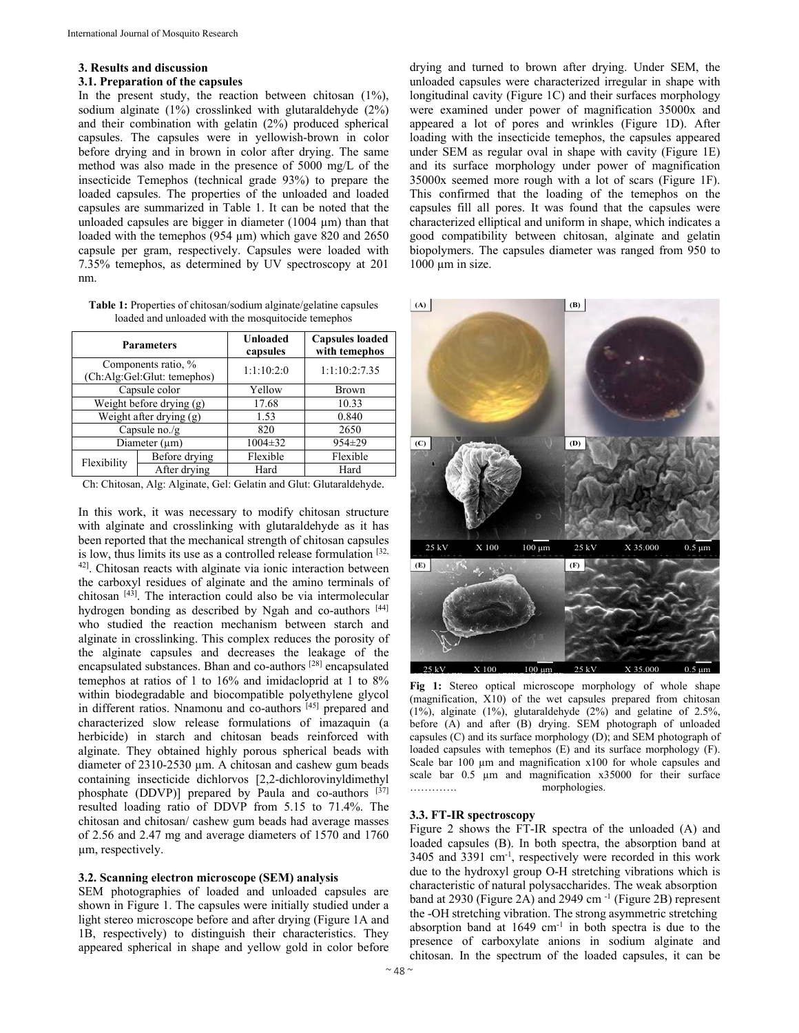## 3. Results and discussion

### 3.1. Preparation of the capsules

In the present study, the reaction between chitosan (1%), sodium alginate (1%) crosslinked with glutaraldehyde (2%) and their combination with gelatin (2%) produced spherical capsules. The capsules were in yellowish-brown in color before drying and in brown in color after drying. The same method was also made in the presence of 5000 mg/L of the insecticide Temephos (technical grade 93%) to prepare the loaded capsules. The properties of the unloaded and loaded capsules are summarized in Table 1. It can be noted that the unloaded capsules are bigger in diameter (1004 µm) than that loaded with the temephos (954 µm) which gave 820 and 2650 capsule per gram, respectively. Capsules were loaded with 7.35% temephos, as determined by UV spectroscopy at 201 nm.

**Table 1:** Properties of chitosan/sodium alginate/gelatine capsules loaded and unloaded with the mosquitocide temephos

| Parameters | | Unloaded capsules | Capsules loaded with temephos |
|---|---|---|---|
| Components ratio, % (Ch:Alg:Gel:Glut: temephos) | | 1:1:10:2:0 | 1:1:10:2:7.35 |
| Capsule color | | Yellow | Brown |
| Weight before drying (g) | | 17.68 | 10.33 |
| Weight after drying (g) | | 1.53 | 0.840 |
| Capsule no./g | | 820 | 2650 |
| Diameter (µm) | | 1004±32 | 954±29 |
| Flexibility | Before drying | Flexible | Flexible |
| | After drying | Hard | Hard |

Ch: Chitosan, Alg: Alginate, Gel: Gelatin and Glut: Glutaraldehyde.

In this work, it was necessary to modify chitosan structure with alginate and crosslinking with glutaraldehyde as it has been reported that the mechanical strength of chitosan capsules is low, thus limits its use as a controlled release formulation [32, 42]. Chitosan reacts with alginate via ionic interaction between the carboxyl residues of alginate and the amino terminals of chitosan [43]. The interaction could also be via intermolecular hydrogen bonding as described by Ngah and co-authors [44] who studied the reaction mechanism between starch and alginate in crosslinking. This complex reduces the porosity of the alginate capsules and decreases the leakage of the encapsulated substances. Bhan and co-authors [28] encapsulated temephos at ratios of 1 to 16% and imidacloprid at 1 to 8% within biodegradable and biocompatible polyethylene glycol in different ratios. Nnamonu and co-authors [45] prepared and characterized slow release formulations of imazaquin (a herbicide) in starch and chitosan beads reinforced with alginate. They obtained highly porous spherical beads with diameter of 2310-2530 µm. A chitosan and cashew gum beads containing insecticide dichlorvos [2,2-dichlorovinyldimethyl phosphate (DDVP)] prepared by Paula and co-authors [37] resulted loading ratio of DDVP from 5.15 to 71.4%. The chitosan and chitosan/ cashew gum beads had average masses of 2.56 and 2.47 mg and average diameters of 1570 and 1760 µm, respectively.

### 3.2. Scanning electron microscope (SEM) analysis

SEM photographies of loaded and unloaded capsules are shown in Figure 1. The capsules were initially studied under a light stereo microscope before and after drying (Figure 1A and 1B, respectively) to distinguish their characteristics. They appeared spherical in shape and yellow gold in color before drying and turned to brown after drying. Under SEM, the unloaded capsules were characterized irregular in shape with longitudinal cavity (Figure 1C) and their surfaces morphology were examined under power of magnification 35000x and appeared a lot of pores and wrinkles (Figure 1D). After loading with the insecticide temephos, the capsules appeared under SEM as regular oval in shape with cavity (Figure 1E) and its surface morphology under power of magnification 35000x seemed more rough with a lot of scars (Figure 1F). This confirmed that the loading of the temephos on the capsules fill all pores. It was found that the capsules were characterized elliptical and uniform in shape, which indicates a good compatibility between chitosan, alginate and gelatin biopolymers. The capsules diameter was ranged from 950 to 1000 µm in size.

**Fig 1:** Stereo optical microscope morphology of whole shape (magnification, X10) of the wet capsules prepared from chitosan (1%), alginate (1%), glutaraldehyde (2%) and gelatine of 2.5%, before (A) and after (B) drying. SEM photograph of unloaded capsules (C) and its surface morphology (D); and SEM photograph of loaded capsules with temephos (E) and its surface morphology (F). Scale bar 100 µm and magnification x100 for whole capsules and scale bar 0.5 µm and magnification x35000 for their surface …………. morphologies.

### 3.3. FT-IR spectroscopy

Figure 2 shows the FT-IR spectra of the unloaded (A) and loaded capsules (B). In both spectra, the absorption band at 3405 and 3391 cm$^{-1}$, respectively were recorded in this work due to the hydroxyl group O-H stretching vibrations which is characteristic of natural polysaccharides. The weak absorption band at 2930 (Figure 2A) and 2949 cm$^{-1}$ (Figure 2B) represent the -OH stretching vibration. The strong asymmetric stretching absorption band at 1649 cm$^{-1}$ in both spectra is due to the presence of carboxylate anions in sodium alginate and chitosan. In the spectrum of the loaded capsules, it can be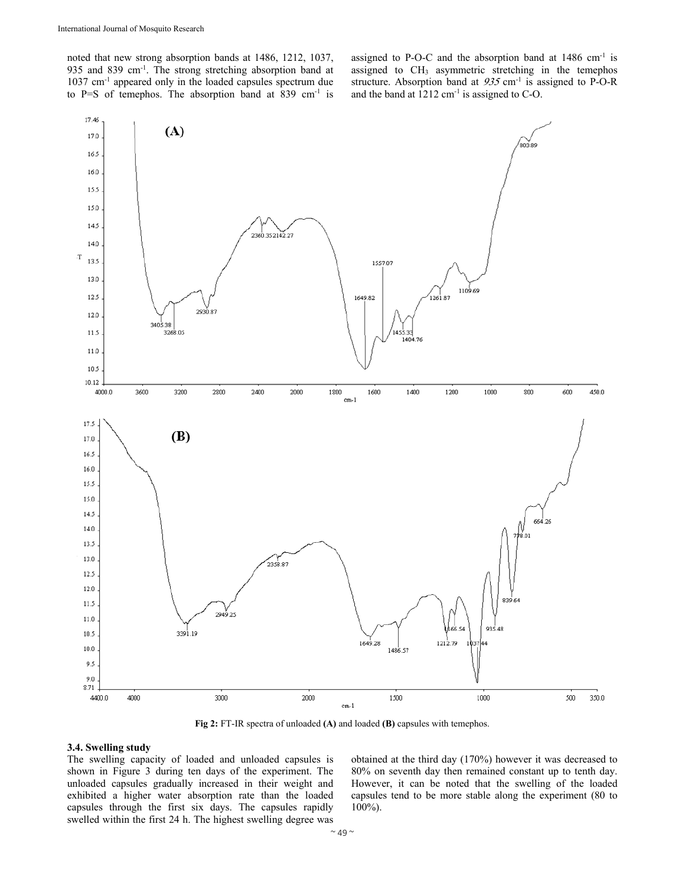noted that new strong absorption bands at 1486, 1212, 1037, 935 and 839 $cm^{-1}$. The strong stretching absorption band at 1037 $cm^{-1}$ appeared only in the loaded capsules spectrum due to P=S of temephos. The absorption band at 839 $cm^{-1}$ is assigned to P-O-C and the absorption band at 1486 $cm^{-1}$ is assigned to $CH_3$ asymmetric stretching in the temephos structure. Absorption band at *935* $cm^{-1}$ is assigned to P-O-R and the band at 1212 $cm^{-1}$ is assigned to C-O.

**Fig 2:** FT-IR spectra of unloaded **(A)** and loaded **(B)** capsules with temephos.

### 3.4. Swelling study

The swelling capacity of loaded and unloaded capsules is shown in Figure 3 during ten days of the experiment. The unloaded capsules gradually increased in their weight and exhibited a higher water absorption rate than the loaded capsules through the first six days. The capsules rapidly swelled within the first 24 h. The highest swelling degree was obtained at the third day (170%) however it was decreased to 80% on seventh day then remained constant up to tenth day. However, it can be noted that the swelling of the loaded capsules tend to be more stable along the experiment (80 to 100%).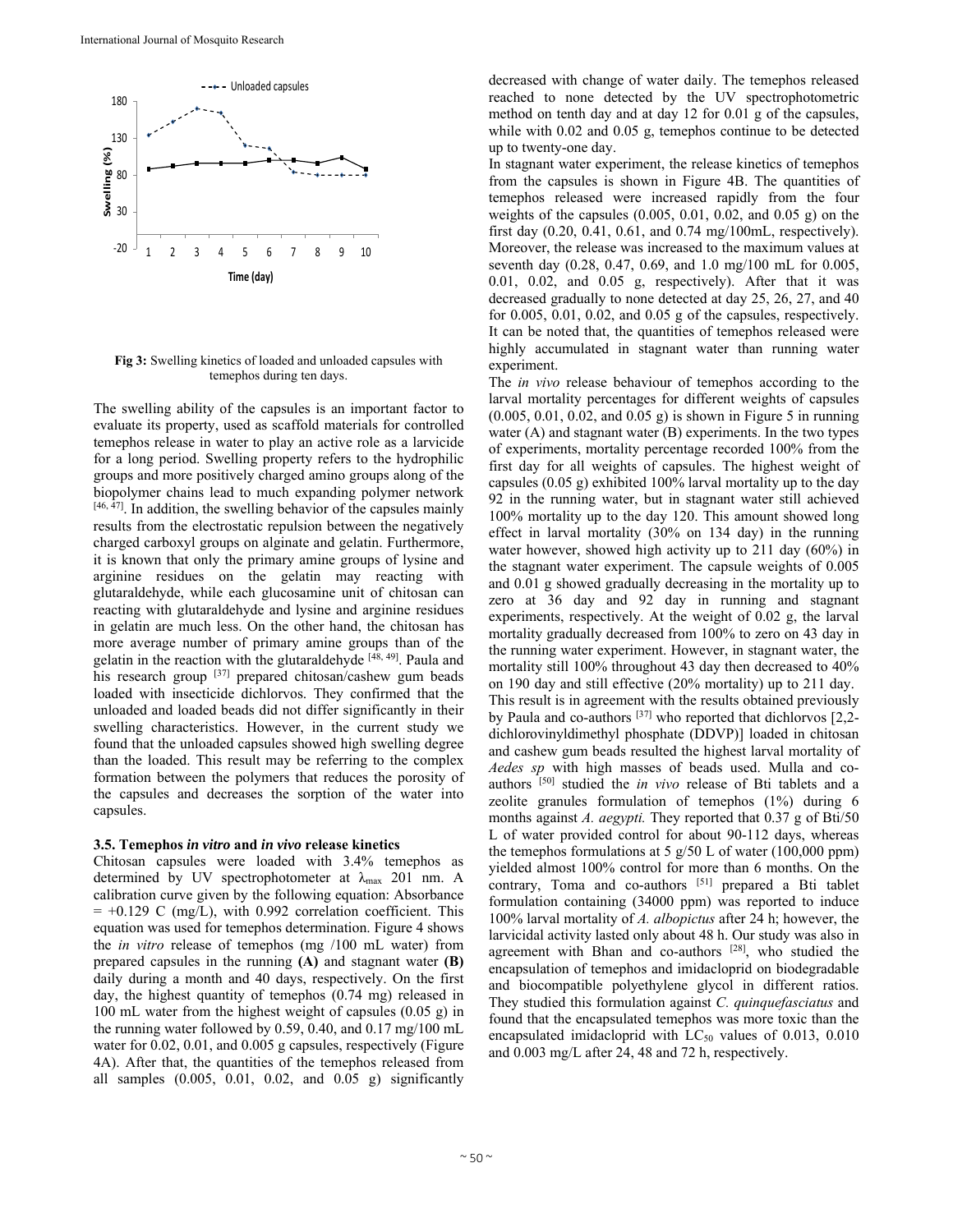Fig 3: Swelling kinetics of loaded and unloaded capsules with temephos during ten days.

The swelling ability of the capsules is an important factor to evaluate its property, used as scaffold materials for controlled temephos release in water to play an active role as a larvicide for a long period. Swelling property refers to the hydrophilic groups and more positively charged amino groups along of the biopolymer chains lead to much expanding polymer network [46, 47]. In addition, the swelling behavior of the capsules mainly results from the electrostatic repulsion between the negatively charged carboxyl groups on alginate and gelatin. Furthermore, it is known that only the primary amine groups of lysine and arginine residues on the gelatin may reacting with glutaraldehyde, while each glucosamine unit of chitosan can reacting with glutaraldehyde and lysine and arginine residues in gelatin are much less. On the other hand, the chitosan has more average number of primary amine groups than of the gelatin in the reaction with the glutaraldehyde [48, 49]. Paula and his research group [37] prepared chitosan/cashew gum beads loaded with insecticide dichlorvos. They confirmed that the unloaded and loaded beads did not differ significantly in their swelling characteristics. However, in the current study we found that the unloaded capsules showed high swelling degree than the loaded. This result may be referring to the complex formation between the polymers that reduces the porosity of the capsules and decreases the sorption of the water into capsules.

### 3.5. Temephos *in vitro* and *in vivo* release kinetics

Chitosan capsules were loaded with 3.4% temephos as determined by UV spectrophotometer at $\lambda_{max}$ 201 nm. A calibration curve given by the following equation: Absorbance = +0.129 C (mg/L), with 0.992 correlation coefficient. This equation was used for temephos determination. Figure 4 shows the *in vitro* release of temephos (mg /100 mL water) from prepared capsules in the running **(A)** and stagnant water **(B)** daily during a month and 40 days, respectively. On the first day, the highest quantity of temephos (0.74 mg) released in 100 mL water from the highest weight of capsules (0.05 g) in the running water followed by 0.59, 0.40, and 0.17 mg/100 mL water for 0.02, 0.01, and 0.005 g capsules, respectively (Figure 4A). After that, the quantities of the temephos released from all samples (0.005, 0.01, 0.02, and 0.05 g) significantly decreased with change of water daily. The temephos released reached to none detected by the UV spectrophotometric method on tenth day and at day 12 for 0.01 g of the capsules, while with 0.02 and 0.05 g, temephos continue to be detected up to twenty-one day.

In stagnant water experiment, the release kinetics of temephos from the capsules is shown in Figure 4B. The quantities of temephos released were increased rapidly from the four weights of the capsules (0.005, 0.01, 0.02, and 0.05 g) on the first day (0.20, 0.41, 0.61, and 0.74 mg/100mL, respectively). Moreover, the release was increased to the maximum values at seventh day (0.28, 0.47, 0.69, and 1.0 mg/100 mL for 0.005, 0.01, 0.02, and 0.05 g, respectively). After that it was decreased gradually to none detected at day 25, 26, 27, and 40 for 0.005, 0.01, 0.02, and 0.05 g of the capsules, respectively. It can be noted that, the quantities of temephos released were highly accumulated in stagnant water than running water experiment.

The *in vivo* release behaviour of temephos according to the larval mortality percentages for different weights of capsules (0.005, 0.01, 0.02, and 0.05 g) is shown in Figure 5 in running water (A) and stagnant water (B) experiments. In the two types of experiments, mortality percentage recorded 100% from the first day for all weights of capsules. The highest weight of capsules (0.05 g) exhibited 100% larval mortality up to the day 92 in the running water, but in stagnant water still achieved 100% mortality up to the day 120. This amount showed long effect in larval mortality (30% on 134 day) in the running water however, showed high activity up to 211 day (60%) in the stagnant water experiment. The capsule weights of 0.005 and 0.01 g showed gradually decreasing in the mortality up to zero at 36 day and 92 day in running and stagnant experiments, respectively. At the weight of 0.02 g, the larval mortality gradually decreased from 100% to zero on 43 day in the running water experiment. However, in stagnant water, the mortality still 100% throughout 43 day then decreased to 40% on 190 day and still effective (20% mortality) up to 211 day.

This result is in agreement with the results obtained previously by Paula and co-authors [37] who reported that dichlorvos [2,2-dichlorovinyldimethyl phosphate (DDVP)] loaded in chitosan and cashew gum beads resulted the highest larval mortality of *Aedes sp* with high masses of beads used. Mulla and co-authors [50] studied the *in vivo* release of Bti tablets and a zeolite granules formulation of temephos (1%) during 6 months against *A. aegypti.* They reported that 0.37 g of Bti/50 L of water provided control for about 90-112 days, whereas the temephos formulations at 5 g/50 L of water (100,000 ppm) yielded almost 100% control for more than 6 months. On the contrary, Toma and co-authors [51] prepared a Bti tablet formulation containing (34000 ppm) was reported to induce 100% larval mortality of *A. albopictus* after 24 h; however, the larvicidal activity lasted only about 48 h. Our study was also in agreement with Bhan and co-authors [28], who studied the encapsulation of temephos and imidacloprid on biodegradable and biocompatible polyethylene glycol in different ratios. They studied this formulation against *C. quinquefasciatus* and found that the encapsulated temephos was more toxic than the encapsulated imidacloprid with $LC_{50}$ values of 0.013, 0.010 and 0.003 mg/L after 24, 48 and 72 h, respectively.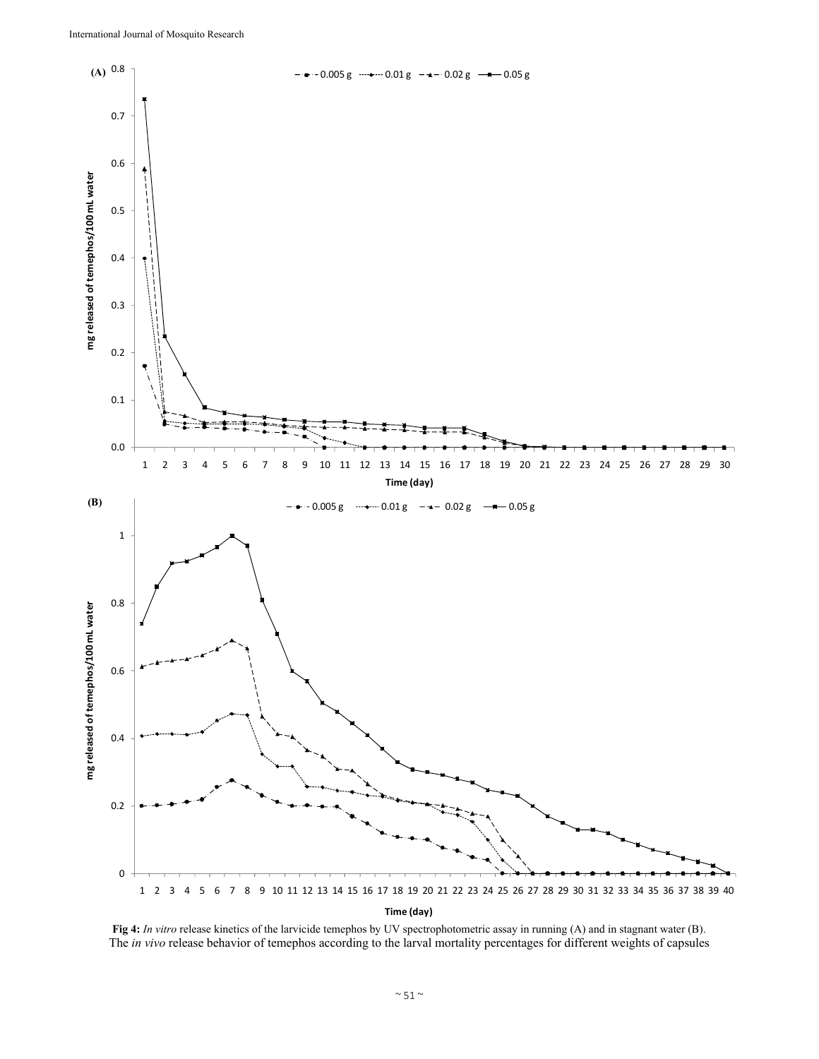**Fig 4:** *In vitro* release kinetics of the larvicide temephos by UV spectrophotometric assay in running (A) and in stagnant water (B).

The *in vivo* release behavior of temephos according to the larval mortality percentages for different weights of capsules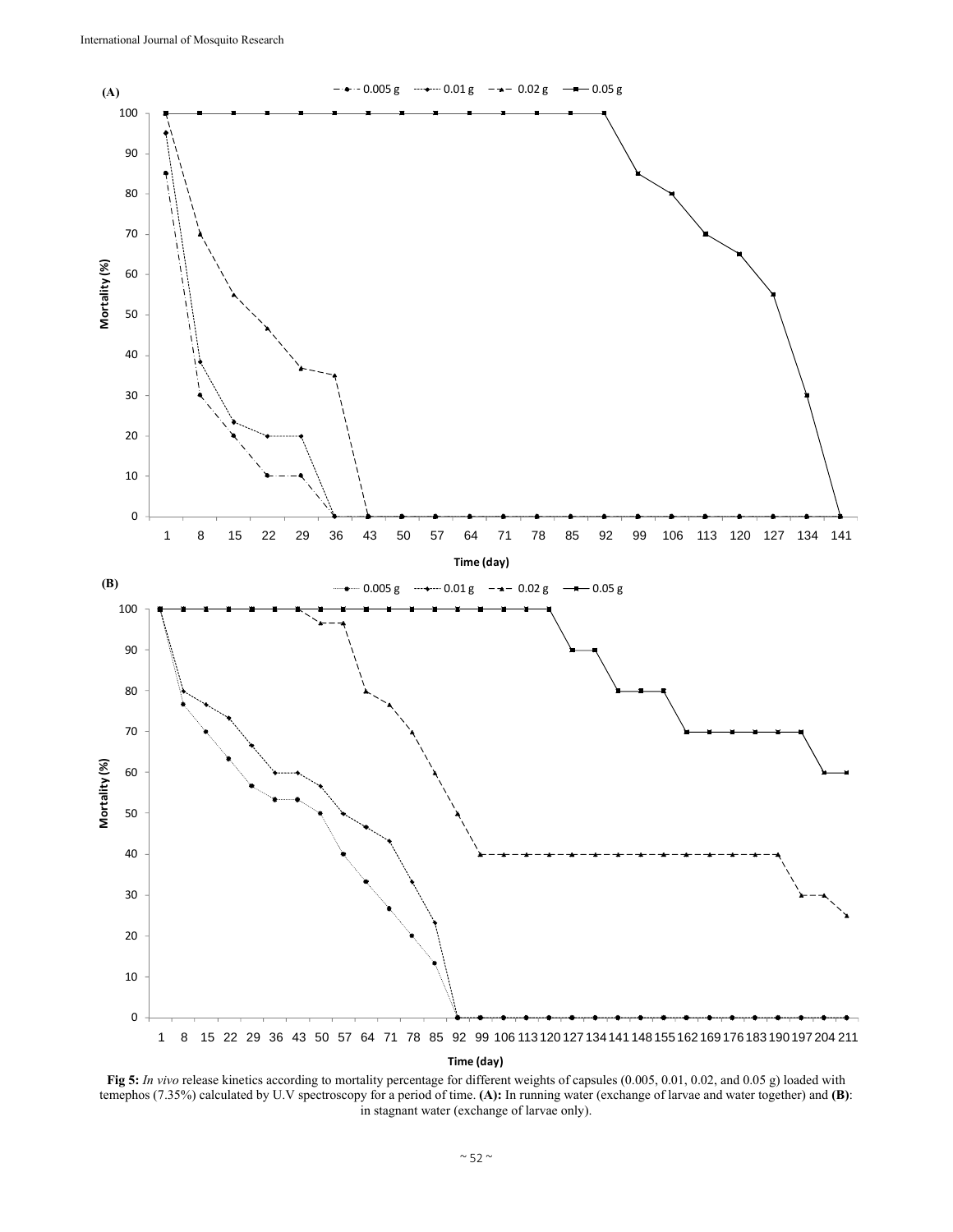**Fig 5:** *In vivo* release kinetics according to mortality percentage for different weights of capsules (0.005, 0.01, 0.02, and 0.05 g) loaded with temephos (7.35%) calculated by U.V spectroscopy for a period of time. **(A):** In running water (exchange of larvae and water together) and **(B)**: in stagnant water (exchange of larvae only).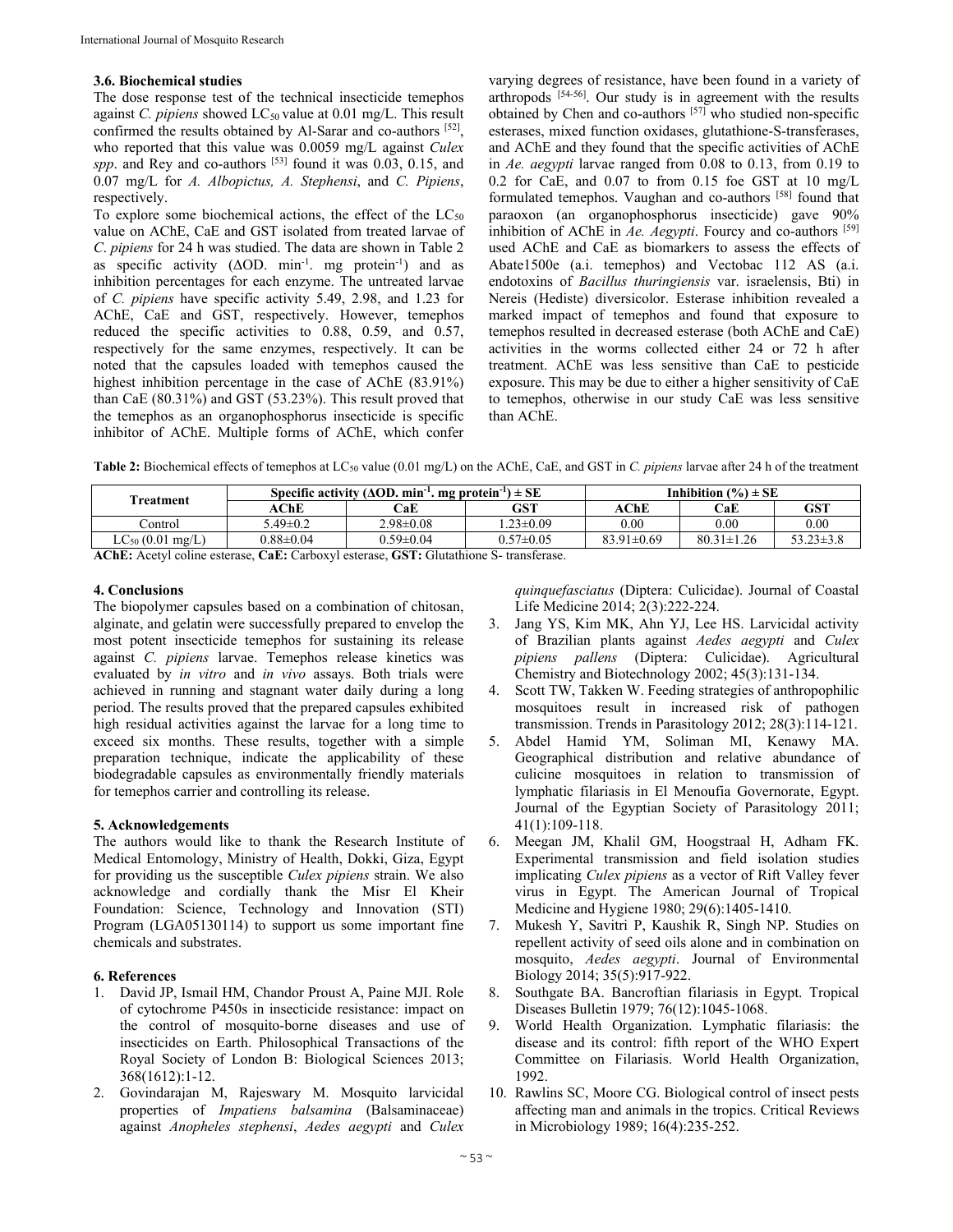### 3.6. Biochemical studies

The dose response test of the technical insecticide temephos against *C. pipiens* showed $LC_{50}$ value at 0.01 mg/L. This result confirmed the results obtained by Al-Sarar and co-authors [52], who reported that this value was 0.0059 mg/L against *Culex spp*. and Rey and co-authors [53] found it was 0.03, 0.15, and 0.07 mg/L for *A. Albopictus, A. Stephensi*, and *C. Pipiens*, respectively.

To explore some biochemical actions, the effect of the $LC_{50}$ value on AChE, CaE and GST isolated from treated larvae of *C. pipiens* for 24 h was studied. The data are shown in Table 2 as specific activity ($\Delta$OD. $min^{-1}$. mg $protein^{-1}$) and as inhibition percentages for each enzyme. The untreated larvae of *C. pipiens* have specific activity 5.49, 2.98, and 1.23 for AChE, CaE and GST, respectively. However, temephos reduced the specific activities to 0.88, 0.59, and 0.57, respectively for the same enzymes, respectively. It can be noted that the capsules loaded with temephos caused the highest inhibition percentage in the case of AChE (83.91%) than CaE (80.31%) and GST (53.23%). This result proved that the temephos as an organophosphorus insecticide is specific inhibitor of AChE. Multiple forms of AChE, which confer varying degrees of resistance, have been found in a variety of arthropods [54-56]. Our study is in agreement with the results obtained by Chen and co-authors [57] who studied non-specific esterases, mixed function oxidases, glutathione-S-transferases, and AChE and they found that the specific activities of AChE in *Ae. aegypti* larvae ranged from 0.08 to 0.13, from 0.19 to 0.2 for CaE, and 0.07 to from 0.15 foe GST at 10 mg/L formulated temephos. Vaughan and co-authors [58] found that paraoxon (an organophosphorus insecticide) gave 90% inhibition of AChE in *Ae. Aegypti*. Fourcy and co-authors [59] used AChE and CaE as biomarkers to assess the effects of Abate1500e (a.i. temephos) and Vectobac 112 AS (a.i. endotoxins of *Bacillus thuringiensis* var. israelensis, Bti) in Nereis (Hediste) diversicolor. Esterase inhibition revealed a marked impact of temephos and found that exposure to temephos resulted in decreased esterase (both AChE and CaE) activities in the worms collected either 24 or 72 h after treatment. AChE was less sensitive than CaE to pesticide exposure. This may be due to either a higher sensitivity of CaE to temephos, otherwise in our study CaE was less sensitive than AChE.

**Table 2:** Biochemical effects of temephos at $LC_{50}$ value (0.01 mg/L) on the AChE, CaE, and GST in *C. pipiens* larvae after 24 h of the treatment

| Treatment | Specific activity ($\Delta$OD. $min^{-1}$. mg $protein^{-1}$) ± SE | | | Inhibition (%) ± SE | | |
|---|---|---|---|---|---|---|
| | AChE | CaE | GST | AChE | CaE | GST |
| Control | 5.49±0.2 | 2.98±0.08 | 1.23±0.09 | 0.00 | 0.00 | 0.00 |
| $LC_{50}$ (0.01 mg/L) | 0.88±0.04 | 0.59±0.04 | 0.57±0.05 | 83.91±0.69 | 80.31±1.26 | 53.23±3.8 |

**AChE:** Acetyl coline esterase, **CaE:** Carboxyl esterase, **GST:** Glutathione S- transferase.

## 4. Conclusions

The biopolymer capsules based on a combination of chitosan, alginate, and gelatin were successfully prepared to envelop the most potent insecticide temephos for sustaining its release against *C. pipiens* larvae. Temephos release kinetics was evaluated by *in vitro* and *in vivo* assays. Both trials were achieved in running and stagnant water daily during a long period. The results proved that the prepared capsules exhibited high residual activities against the larvae for a long time to exceed six months. These results, together with a simple preparation technique, indicate the applicability of these biodegradable capsules as environmentally friendly materials for temephos carrier and controlling its release.

## 5. Acknowledgements

The authors would like to thank the Research Institute of Medical Entomology, Ministry of Health, Dokki, Giza, Egypt for providing us the susceptible *Culex pipiens* strain. We also acknowledge and cordially thank the Misr El Kheir Foundation: Science, Technology and Innovation (STI) Program (LGA05130114) to support us some important fine chemicals and substrates.

## 6. References

1. David JP, Ismail HM, Chandor Proust A, Paine MJI. Role of cytochrome P450s in insecticide resistance: impact on the control of mosquito-borne diseases and use of insecticides on Earth. Philosophical Transactions of the Royal Society of London B: Biological Sciences 2013; 368(1612):1-12.
2. Govindarajan M, Rajeswary M. Mosquito larvicidal properties of *Impatiens balsamina* (Balsaminaceae) against *Anopheles stephensi*, *Aedes aegypti* and *Culex quinquefasciatus* (Diptera: Culicidae). Journal of Coastal Life Medicine 2014; 2(3):222-224.
3. Jang YS, Kim MK, Ahn YJ, Lee HS. Larvicidal activity of Brazilian plants against *Aedes aegypti* and *Culex pipiens pallens* (Diptera: Culicidae). Agricultural Chemistry and Biotechnology 2002; 45(3):131-134.
4. Scott TW, Takken W. Feeding strategies of anthropophilic mosquitoes result in increased risk of pathogen transmission. Trends in Parasitology 2012; 28(3):114-121.
5. Abdel Hamid YM, Soliman MI, Kenawy MA. Geographical distribution and relative abundance of culicine mosquitoes in relation to transmission of lymphatic filariasis in El Menoufia Governorate, Egypt. Journal of the Egyptian Society of Parasitology 2011; 41(1):109-118.
6. Meegan JM, Khalil GM, Hoogstraal H, Adham FK. Experimental transmission and field isolation studies implicating *Culex pipiens* as a vector of Rift Valley fever virus in Egypt. The American Journal of Tropical Medicine and Hygiene 1980; 29(6):1405-1410.
7. Mukesh Y, Savitri P, Kaushik R, Singh NP. Studies on repellent activity of seed oils alone and in combination on mosquito, *Aedes aegypti*. Journal of Environmental Biology 2014; 35(5):917-922.
8. Southgate BA. Bancroftian filariasis in Egypt. Tropical Diseases Bulletin 1979; 76(12):1045-1068.
9. World Health Organization. Lymphatic filariasis: the disease and its control: fifth report of the WHO Expert Committee on Filariasis. World Health Organization, 1992.
10. Rawlins SC, Moore CG. Biological control of insect pests affecting man and animals in the tropics. Critical Reviews in Microbiology 1989; 16(4):235-252.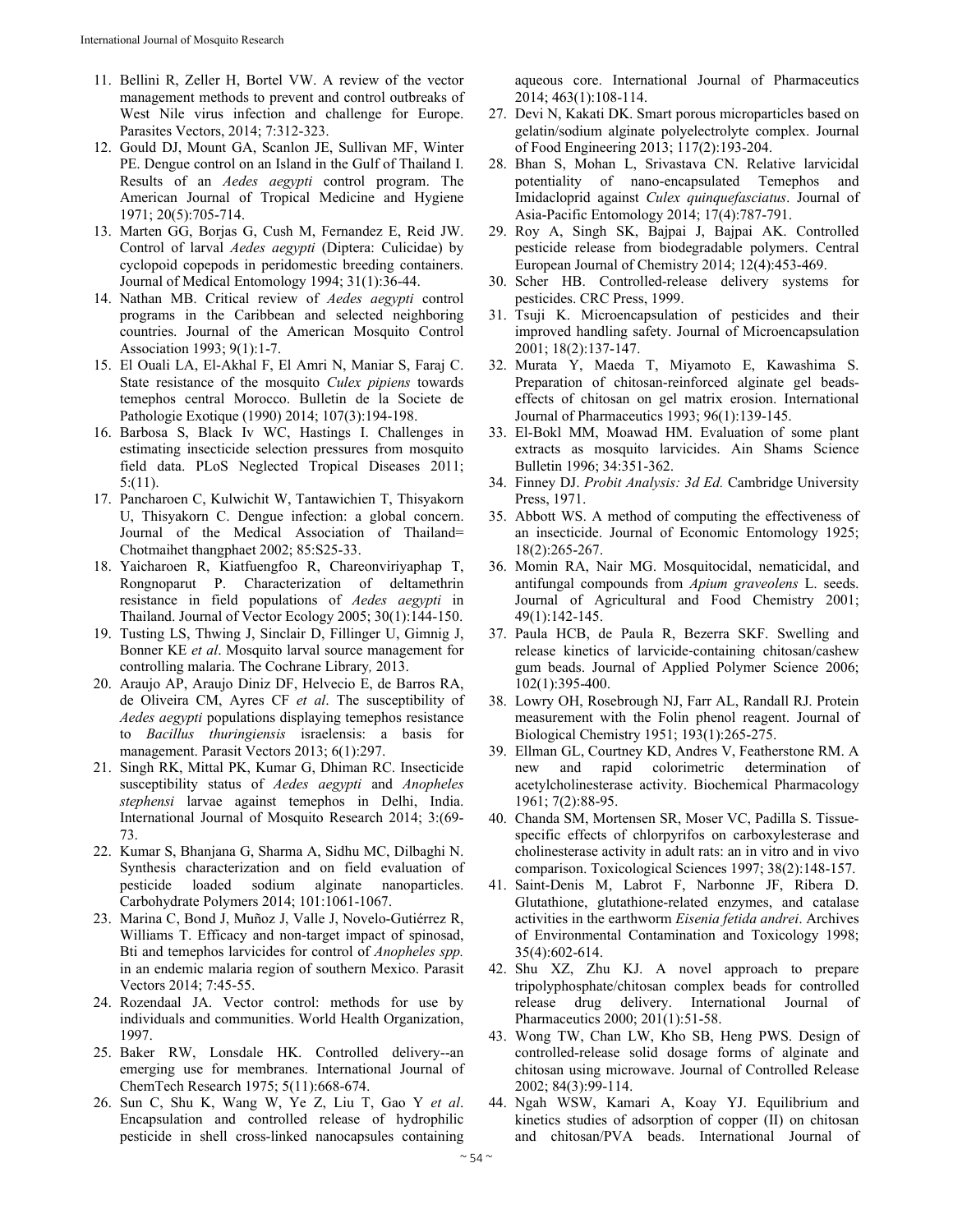11. Bellini R, Zeller H, Bortel VW. A review of the vector management methods to prevent and control outbreaks of West Nile virus infection and challenge for Europe. Parasites Vectors, 2014; 7:312-323.
12. Gould DJ, Mount GA, Scanlon JE, Sullivan MF, Winter PE. Dengue control on an Island in the Gulf of Thailand I. Results of an *Aedes aegypti* control program. The American Journal of Tropical Medicine and Hygiene 1971; 20(5):705-714.
13. Marten GG, Borjas G, Cush M, Fernandez E, Reid JW. Control of larval *Aedes aegypti* (Diptera: Culicidae) by cyclopoid copepods in peridomestic breeding containers. Journal of Medical Entomology 1994; 31(1):36-44.
14. Nathan MB. Critical review of *Aedes aegypti* control programs in the Caribbean and selected neighboring countries. Journal of the American Mosquito Control Association 1993; 9(1):1-7.
15. El Ouali LA, El-Akhal F, El Amri N, Maniar S, Faraj C. State resistance of the mosquito *Culex pipiens* towards temephos central Morocco. Bulletin de la Societe de Pathologie Exotique (1990) 2014; 107(3):194-198.
16. Barbosa S, Black Iv WC, Hastings I. Challenges in estimating insecticide selection pressures from mosquito field data. PLoS Neglected Tropical Diseases 2011; 5:(11).
17. Pancharoen C, Kulwichit W, Tantawichien T, Thisyakorn U, Thisyakorn C. Dengue infection: a global concern. Journal of the Medical Association of Thailand= Chotmaihet thangphaet 2002; 85:S25-33.
18. Yaicharoen R, Kiatfuengfoo R, Chareonviriyaphap T, Rongnoparut P. Characterization of deltamethrin resistance in field populations of *Aedes aegypti* in Thailand. Journal of Vector Ecology 2005; 30(1):144-150.
19. Tusting LS, Thwing J, Sinclair D, Fillinger U, Gimnig J, Bonner KE *et al*. Mosquito larval source management for controlling malaria. The Cochrane Library*,* 2013.
20. Araujo AP, Araujo Diniz DF, Helvecio E, de Barros RA, de Oliveira CM, Ayres CF *et al*. The susceptibility of *Aedes aegypti* populations displaying temephos resistance to *Bacillus thuringiensis* israelensis: a basis for management. Parasit Vectors 2013; 6(1):297.
21. Singh RK, Mittal PK, Kumar G, Dhiman RC. Insecticide susceptibility status of *Aedes aegypti* and *Anopheles stephensi* larvae against temephos in Delhi, India. International Journal of Mosquito Research 2014; 3:(69-73.
22. Kumar S, Bhanjana G, Sharma A, Sidhu MC, Dilbaghi N. Synthesis characterization and on field evaluation of pesticide loaded sodium alginate nanoparticles. Carbohydrate Polymers 2014; 101:1061-1067.
23. Marina C, Bond J, Muñoz J, Valle J, Novelo-Gutiérrez R, Williams T. Efficacy and non-target impact of spinosad, Bti and temephos larvicides for control of *Anopheles spp.* in an endemic malaria region of southern Mexico. Parasit Vectors 2014; 7:45-55.
24. Rozendaal JA. Vector control: methods for use by individuals and communities. World Health Organization, 1997.
25. Baker RW, Lonsdale HK. Controlled delivery--an emerging use for membranes. International Journal of ChemTech Research 1975; 5(11):668-674.
26. Sun C, Shu K, Wang W, Ye Z, Liu T, Gao Y *et al*. Encapsulation and controlled release of hydrophilic pesticide in shell cross-linked nanocapsules containing aqueous core. International Journal of Pharmaceutics 2014; 463(1):108-114.
27. Devi N, Kakati DK. Smart porous microparticles based on gelatin/sodium alginate polyelectrolyte complex. Journal of Food Engineering 2013; 117(2):193-204.
28. Bhan S, Mohan L, Srivastava CN. Relative larvicidal potentiality of nano-encapsulated Temephos and Imidacloprid against *Culex quinquefasciatus*. Journal of Asia-Pacific Entomology 2014; 17(4):787-791.
29. Roy A, Singh SK, Bajpai J, Bajpai AK. Controlled pesticide release from biodegradable polymers. Central European Journal of Chemistry 2014; 12(4):453-469.
30. Scher HB. Controlled-release delivery systems for pesticides. CRC Press, 1999.
31. Tsuji K. Microencapsulation of pesticides and their improved handling safety. Journal of Microencapsulation 2001; 18(2):137-147.
32. Murata Y, Maeda T, Miyamoto E, Kawashima S. Preparation of chitosan-reinforced alginate gel beads-effects of chitosan on gel matrix erosion. International Journal of Pharmaceutics 1993; 96(1):139-145.
33. El-Bokl MM, Moawad HM. Evaluation of some plant extracts as mosquito larvicides. Ain Shams Science Bulletin 1996; 34:351-362.
34. Finney DJ. *Probit Analysis: 3d Ed.* Cambridge University Press, 1971.
35. Abbott WS. A method of computing the effectiveness of an insecticide. Journal of Economic Entomology 1925; 18(2):265-267.
36. Momin RA, Nair MG. Mosquitocidal, nematicidal, and antifungal compounds from *Apium graveolens* L. seeds. Journal of Agricultural and Food Chemistry 2001; 49(1):142-145.
37. Paula HCB, de Paula R, Bezerra SKF. Swelling and release kinetics of larvicide-containing chitosan/cashew gum beads. Journal of Applied Polymer Science 2006; 102(1):395-400.
38. Lowry OH, Rosebrough NJ, Farr AL, Randall RJ. Protein measurement with the Folin phenol reagent. Journal of Biological Chemistry 1951; 193(1):265-275.
39. Ellman GL, Courtney KD, Andres V, Featherstone RM. A new and rapid colorimetric determination of acetylcholinesterase activity. Biochemical Pharmacology 1961; 7(2):88-95.
40. Chanda SM, Mortensen SR, Moser VC, Padilla S. Tissue-specific effects of chlorpyrifos on carboxylesterase and cholinesterase activity in adult rats: an in vitro and in vivo comparison. Toxicological Sciences 1997; 38(2):148-157.
41. Saint-Denis M, Labrot F, Narbonne JF, Ribera D. Glutathione, glutathione-related enzymes, and catalase activities in the earthworm *Eisenia fetida andrei*. Archives of Environmental Contamination and Toxicology 1998; 35(4):602-614.
42. Shu XZ, Zhu KJ. A novel approach to prepare tripolyphosphate/chitosan complex beads for controlled release drug delivery. International Journal of Pharmaceutics 2000; 201(1):51-58.
43. Wong TW, Chan LW, Kho SB, Heng PWS. Design of controlled-release solid dosage forms of alginate and chitosan using microwave. Journal of Controlled Release 2002; 84(3):99-114.
44. Ngah WSW, Kamari A, Koay YJ. Equilibrium and kinetics studies of adsorption of copper (II) on chitosan and chitosan/PVA beads. International Journal of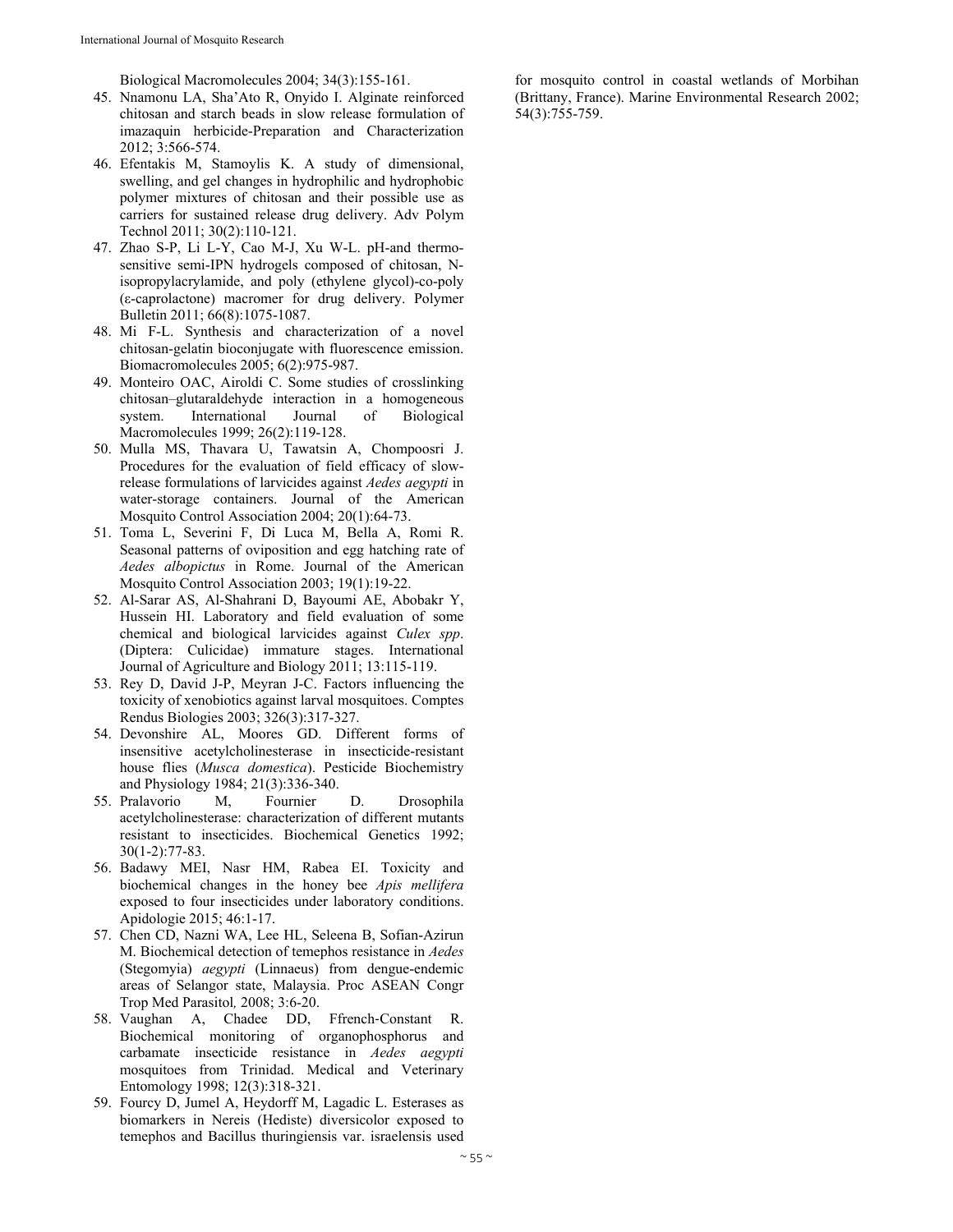Biological Macromolecules 2004; 34(3):155-161.

45. Nnamonu LA, Sha'Ato R, Onyido I. Alginate reinforced chitosan and starch beads in slow release formulation of imazaquin herbicide-Preparation and Characterization 2012; 3:566-574.
46. Efentakis M, Stamoylis K. A study of dimensional, swelling, and gel changes in hydrophilic and hydrophobic polymer mixtures of chitosan and their possible use as carriers for sustained release drug delivery. Adv Polym Technol 2011; 30(2):110-121.
47. Zhao S-P, Li L-Y, Cao M-J, Xu W-L. pH-and thermo-sensitive semi-IPN hydrogels composed of chitosan, N-isopropylacrylamide, and poly (ethylene glycol)-co-poly (ε-caprolactone) macromer for drug delivery. Polymer Bulletin 2011; 66(8):1075-1087.
48. Mi F-L. Synthesis and characterization of a novel chitosan-gelatin bioconjugate with fluorescence emission. Biomacromolecules 2005; 6(2):975-987.
49. Monteiro OAC, Airoldi C. Some studies of crosslinking chitosan–glutaraldehyde interaction in a homogeneous system. International Journal of Biological Macromolecules 1999; 26(2):119-128.
50. Mulla MS, Thavara U, Tawatsin A, Chompoosri J. Procedures for the evaluation of field efficacy of slow-release formulations of larvicides against *Aedes aegypti* in water-storage containers. Journal of the American Mosquito Control Association 2004; 20(1):64-73.
51. Toma L, Severini F, Di Luca M, Bella A, Romi R. Seasonal patterns of oviposition and egg hatching rate of *Aedes albopictus* in Rome. Journal of the American Mosquito Control Association 2003; 19(1):19-22.
52. Al-Sarar AS, Al-Shahrani D, Bayoumi AE, Abobakr Y, Hussein HI. Laboratory and field evaluation of some chemical and biological larvicides against *Culex spp*. (Diptera: Culicidae) immature stages. International Journal of Agriculture and Biology 2011; 13:115-119.
53. Rey D, David J-P, Meyran J-C. Factors influencing the toxicity of xenobiotics against larval mosquitoes. Comptes Rendus Biologies 2003; 326(3):317-327.
54. Devonshire AL, Moores GD. Different forms of insensitive acetylcholinesterase in insecticide-resistant house flies (*Musca domestica*). Pesticide Biochemistry and Physiology 1984; 21(3):336-340.
55. Pralavorio M, Fournier D. Drosophila acetylcholinesterase: characterization of different mutants resistant to insecticides. Biochemical Genetics 1992; 30(1-2):77-83.
56. Badawy MEI, Nasr HM, Rabea EI. Toxicity and biochemical changes in the honey bee *Apis mellifera* exposed to four insecticides under laboratory conditions. Apidologie 2015; 46:1-17.
57. Chen CD, Nazni WA, Lee HL, Seleena B, Sofian-Azirun M. Biochemical detection of temephos resistance in *Aedes* (Stegomyia) *aegypti* (Linnaeus) from dengue-endemic areas of Selangor state, Malaysia. Proc ASEAN Congr Trop Med Parasitol, 2008; 3:6-20.
58. Vaughan A, Chadee DD, Ffrench-Constant R. Biochemical monitoring of organophosphorus and carbamate insecticide resistance in *Aedes aegypti* mosquitoes from Trinidad. Medical and Veterinary Entomology 1998; 12(3):318-321.
59. Fourcy D, Jumel A, Heydorff M, Lagadic L. Esterases as biomarkers in Nereis (Hediste) diversicolor exposed to temephos and Bacillus thuringiensis var. israelensis used for mosquito control in coastal wetlands of Morbihan (Brittany, France). Marine Environmental Research 2002; 54(3):755-759.